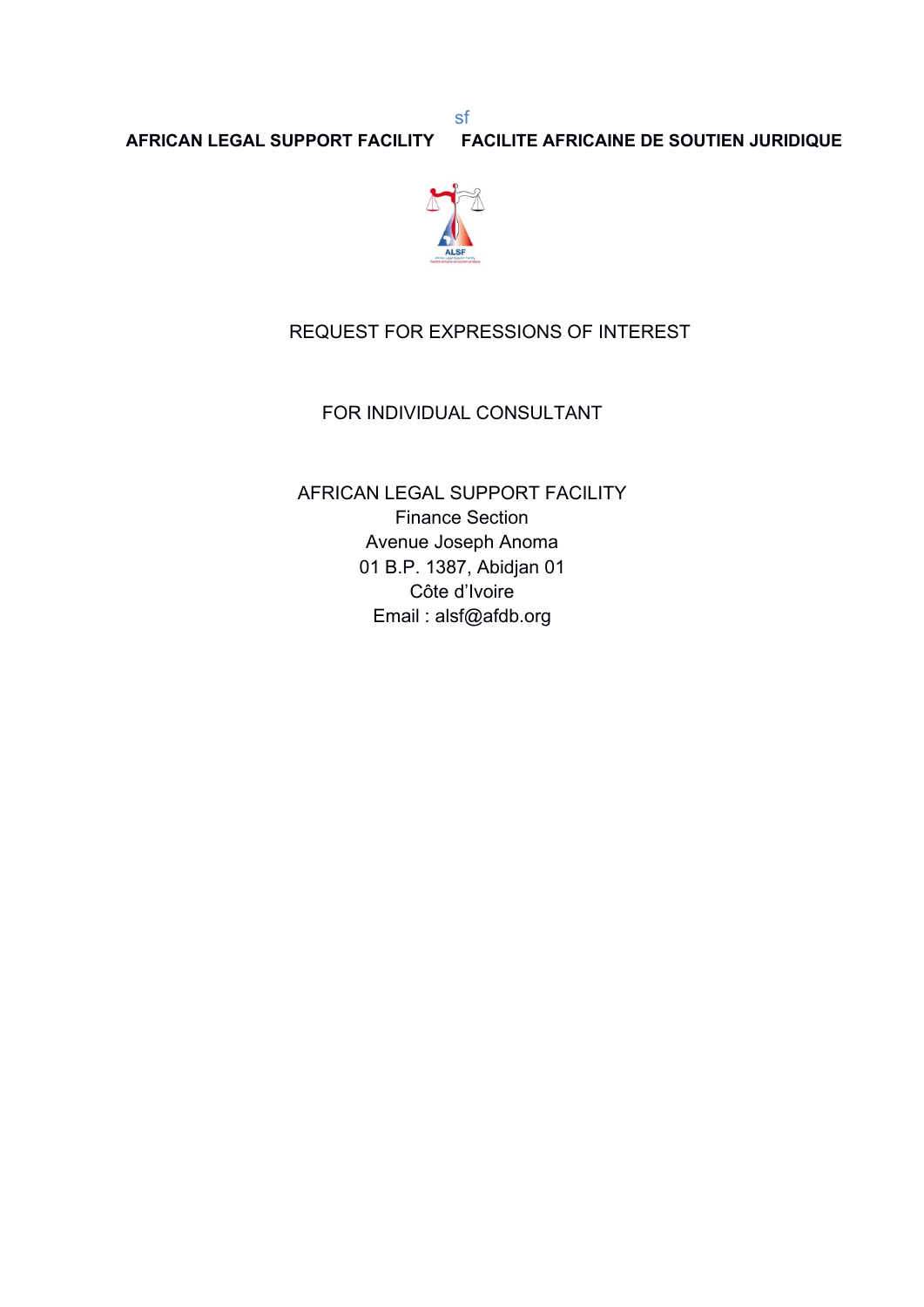sf

**AFRICAN LEGAL SUPPORT FACILITY FACILITE AFRICAINE DE SOUTIEN JURIDIQUE**

REQUEST FOR EXPRESSIONS OF INTEREST

FOR INDIVIDUAL CONSULTANT

AFRICAN LEGAL SUPPORT FACILITY
Finance Section
Avenue Joseph Anoma
01 B.P. 1387, Abidjan 01
Côte d'Ivoire
Email : alsf@afdb.org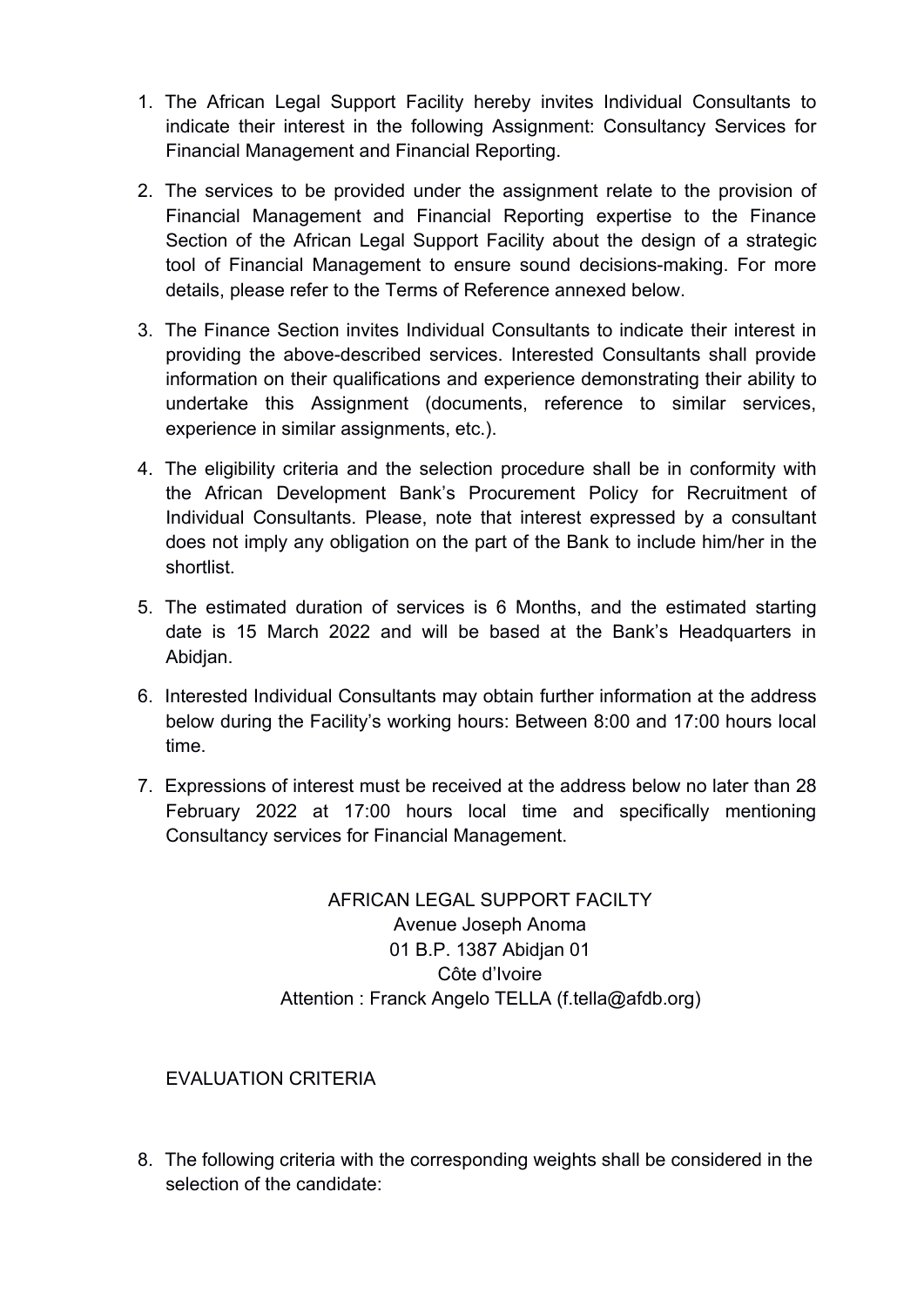1. The African Legal Support Facility hereby invites Individual Consultants to indicate their interest in the following Assignment: Consultancy Services for Financial Management and Financial Reporting.

2. The services to be provided under the assignment relate to the provision of Financial Management and Financial Reporting expertise to the Finance Section of the African Legal Support Facility about the design of a strategic tool of Financial Management to ensure sound decisions-making. For more details, please refer to the Terms of Reference annexed below.

3. The Finance Section invites Individual Consultants to indicate their interest in providing the above-described services. Interested Consultants shall provide information on their qualifications and experience demonstrating their ability to undertake this Assignment (documents, reference to similar services, experience in similar assignments, etc.).

4. The eligibility criteria and the selection procedure shall be in conformity with the African Development Bank's Procurement Policy for Recruitment of Individual Consultants. Please, note that interest expressed by a consultant does not imply any obligation on the part of the Bank to include him/her in the shortlist.

5. The estimated duration of services is 6 Months, and the estimated starting date is 15 March 2022 and will be based at the Bank's Headquarters in Abidjan.

6. Interested Individual Consultants may obtain further information at the address below during the Facility's working hours: Between 8:00 and 17:00 hours local time.

7. Expressions of interest must be received at the address below no later than 28 February 2022 at 17:00 hours local time and specifically mentioning Consultancy services for Financial Management.

AFRICAN LEGAL SUPPORT FACILTY
Avenue Joseph Anoma
01 B.P. 1387 Abidjan 01
Côte d'Ivoire
Attention : Franck Angelo TELLA (f.tella@afdb.org)

EVALUATION CRITERIA

8. The following criteria with the corresponding weights shall be considered in the selection of the candidate: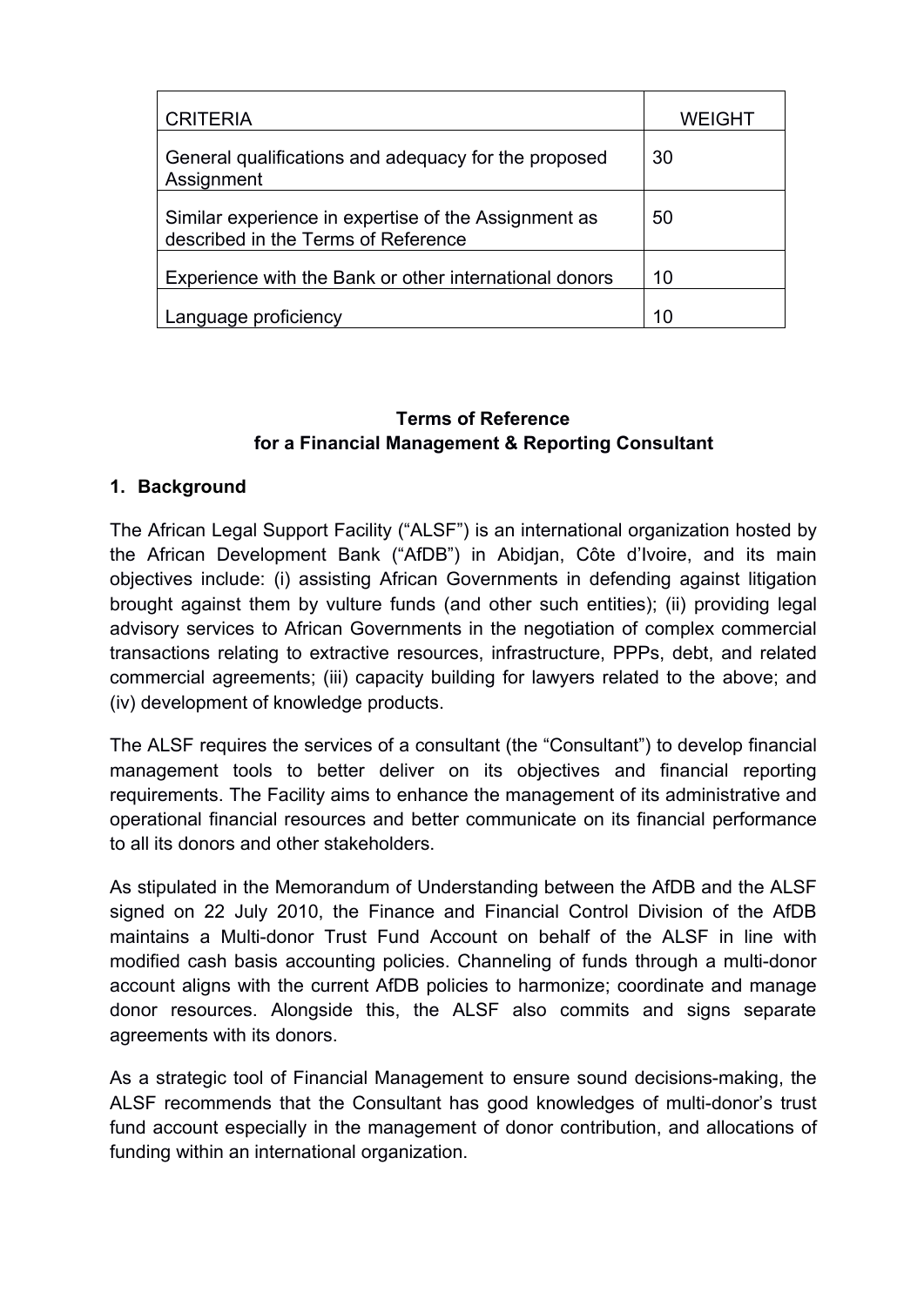| CRITERIA | WEIGHT |
| --- | --- |
| General qualifications and adequacy for the proposed Assignment | 30 |
| Similar experience in expertise of the Assignment as described in the Terms of Reference | 50 |
| Experience with the Bank or other international donors | 10 |
| Language proficiency | 10 |

**Terms of Reference**
**for a Financial Management & Reporting Consultant**

## 1. Background

The African Legal Support Facility ("ALSF") is an international organization hosted by the African Development Bank ("AfDB") in Abidjan, Côte d'Ivoire, and its main objectives include: (i) assisting African Governments in defending against litigation brought against them by vulture funds (and other such entities); (ii) providing legal advisory services to African Governments in the negotiation of complex commercial transactions relating to extractive resources, infrastructure, PPPs, debt, and related commercial agreements; (iii) capacity building for lawyers related to the above; and (iv) development of knowledge products.

The ALSF requires the services of a consultant (the "Consultant") to develop financial management tools to better deliver on its objectives and financial reporting requirements. The Facility aims to enhance the management of its administrative and operational financial resources and better communicate on its financial performance to all its donors and other stakeholders.

As stipulated in the Memorandum of Understanding between the AfDB and the ALSF signed on 22 July 2010, the Finance and Financial Control Division of the AfDB maintains a Multi-donor Trust Fund Account on behalf of the ALSF in line with modified cash basis accounting policies. Channeling of funds through a multi-donor account aligns with the current AfDB policies to harmonize; coordinate and manage donor resources. Alongside this, the ALSF also commits and signs separate agreements with its donors.

As a strategic tool of Financial Management to ensure sound decisions-making, the ALSF recommends that the Consultant has good knowledges of multi-donor's trust fund account especially in the management of donor contribution, and allocations of funding within an international organization.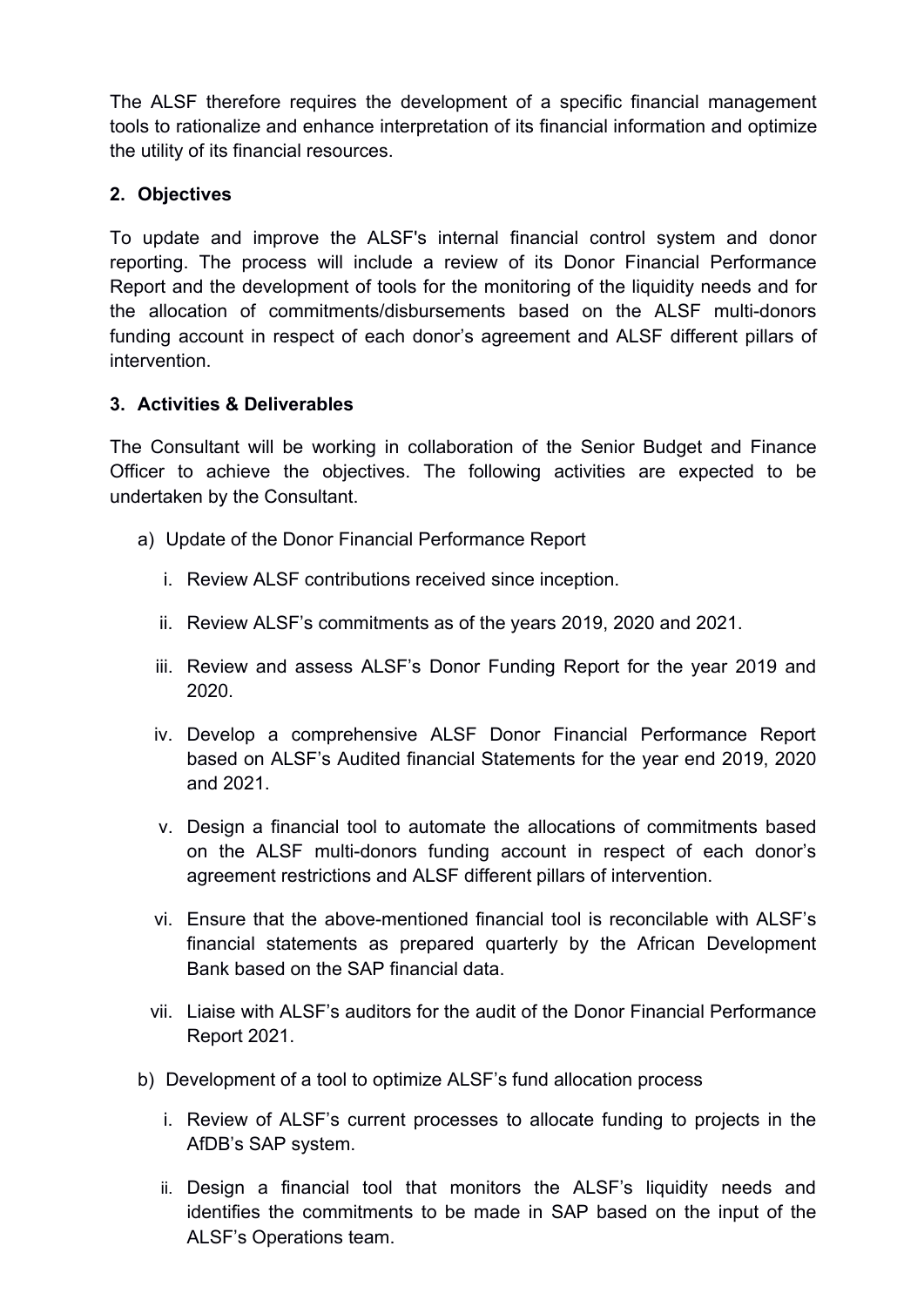The ALSF therefore requires the development of a specific financial management tools to rationalize and enhance interpretation of its financial information and optimize the utility of its financial resources.

## 2. Objectives

To update and improve the ALSF's internal financial control system and donor reporting. The process will include a review of its Donor Financial Performance Report and the development of tools for the monitoring of the liquidity needs and for the allocation of commitments/disbursements based on the ALSF multi-donors funding account in respect of each donor's agreement and ALSF different pillars of intervention.

## 3. Activities & Deliverables

The Consultant will be working in collaboration of the Senior Budget and Finance Officer to achieve the objectives. The following activities are expected to be undertaken by the Consultant.

a) Update of the Donor Financial Performance Report

   i. Review ALSF contributions received since inception.

   ii. Review ALSF's commitments as of the years 2019, 2020 and 2021.

   iii. Review and assess ALSF's Donor Funding Report for the year 2019 and 2020.

   iv. Develop a comprehensive ALSF Donor Financial Performance Report based on ALSF's Audited financial Statements for the year end 2019, 2020 and 2021.

   v. Design a financial tool to automate the allocations of commitments based on the ALSF multi-donors funding account in respect of each donor's agreement restrictions and ALSF different pillars of intervention.

   vi. Ensure that the above-mentioned financial tool is reconcilable with ALSF's financial statements as prepared quarterly by the African Development Bank based on the SAP financial data.

   vii. Liaise with ALSF's auditors for the audit of the Donor Financial Performance Report 2021.

b) Development of a tool to optimize ALSF's fund allocation process

   i. Review of ALSF's current processes to allocate funding to projects in the AfDB's SAP system.

   ii. Design a financial tool that monitors the ALSF's liquidity needs and identifies the commitments to be made in SAP based on the input of the ALSF's Operations team.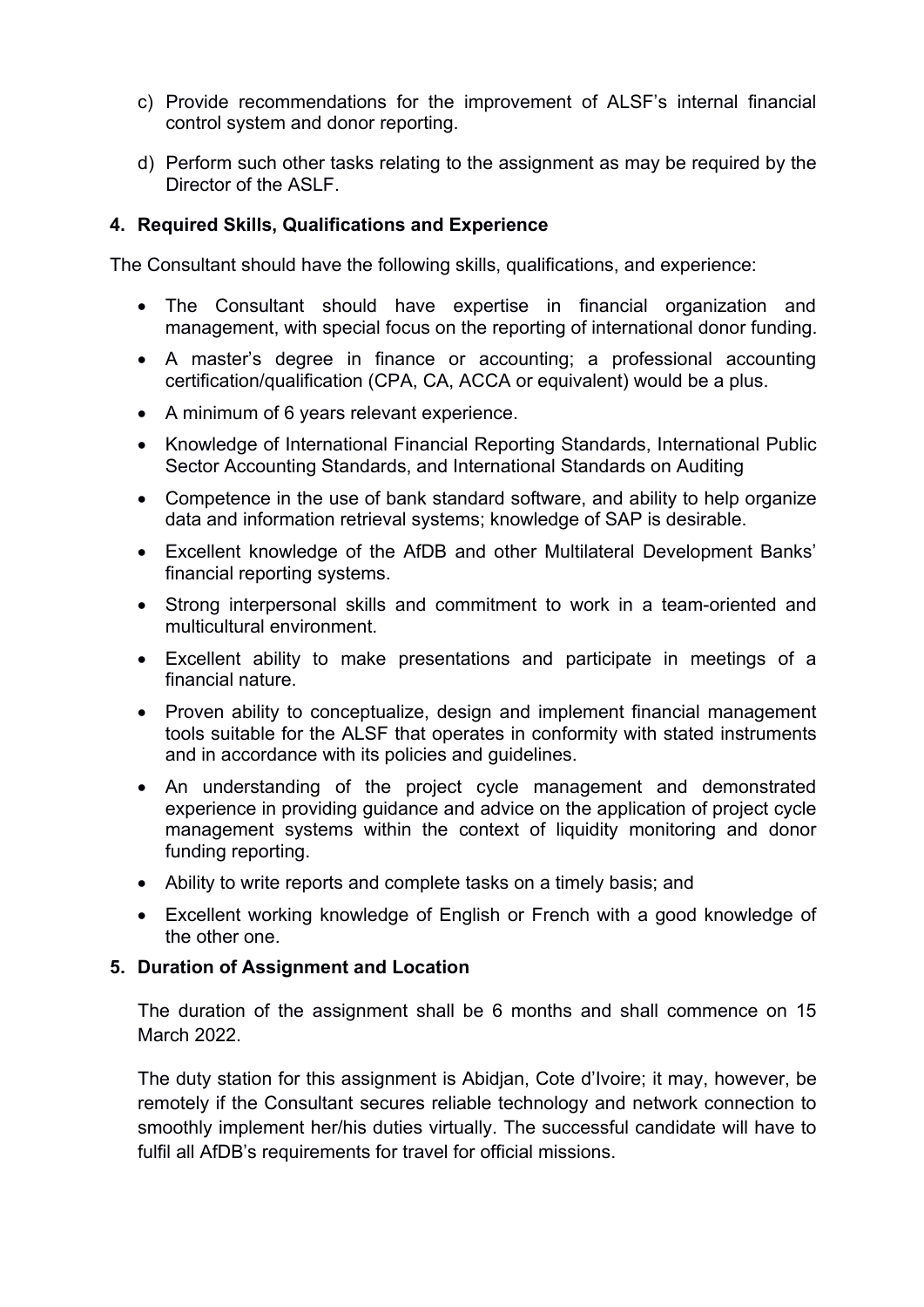c) Provide recommendations for the improvement of ALSF's internal financial control system and donor reporting.

d) Perform such other tasks relating to the assignment as may be required by the Director of the ASLF.

### 4. Required Skills, Qualifications and Experience

The Consultant should have the following skills, qualifications, and experience:

- The Consultant should have expertise in financial organization and management, with special focus on the reporting of international donor funding.
- A master's degree in finance or accounting; a professional accounting certification/qualification (CPA, CA, ACCA or equivalent) would be a plus.
- A minimum of 6 years relevant experience.
- Knowledge of International Financial Reporting Standards, International Public Sector Accounting Standards, and International Standards on Auditing
- Competence in the use of bank standard software, and ability to help organize data and information retrieval systems; knowledge of SAP is desirable.
- Excellent knowledge of the AfDB and other Multilateral Development Banks' financial reporting systems.
- Strong interpersonal skills and commitment to work in a team-oriented and multicultural environment.
- Excellent ability to make presentations and participate in meetings of a financial nature.
- Proven ability to conceptualize, design and implement financial management tools suitable for the ALSF that operates in conformity with stated instruments and in accordance with its policies and guidelines.
- An understanding of the project cycle management and demonstrated experience in providing guidance and advice on the application of project cycle management systems within the context of liquidity monitoring and donor funding reporting.
- Ability to write reports and complete tasks on a timely basis; and
- Excellent working knowledge of English or French with a good knowledge of the other one.

### 5. Duration of Assignment and Location

The duration of the assignment shall be 6 months and shall commence on 15 March 2022.

The duty station for this assignment is Abidjan, Cote d'Ivoire; it may, however, be remotely if the Consultant secures reliable technology and network connection to smoothly implement her/his duties virtually. The successful candidate will have to fulfil all AfDB's requirements for travel for official missions.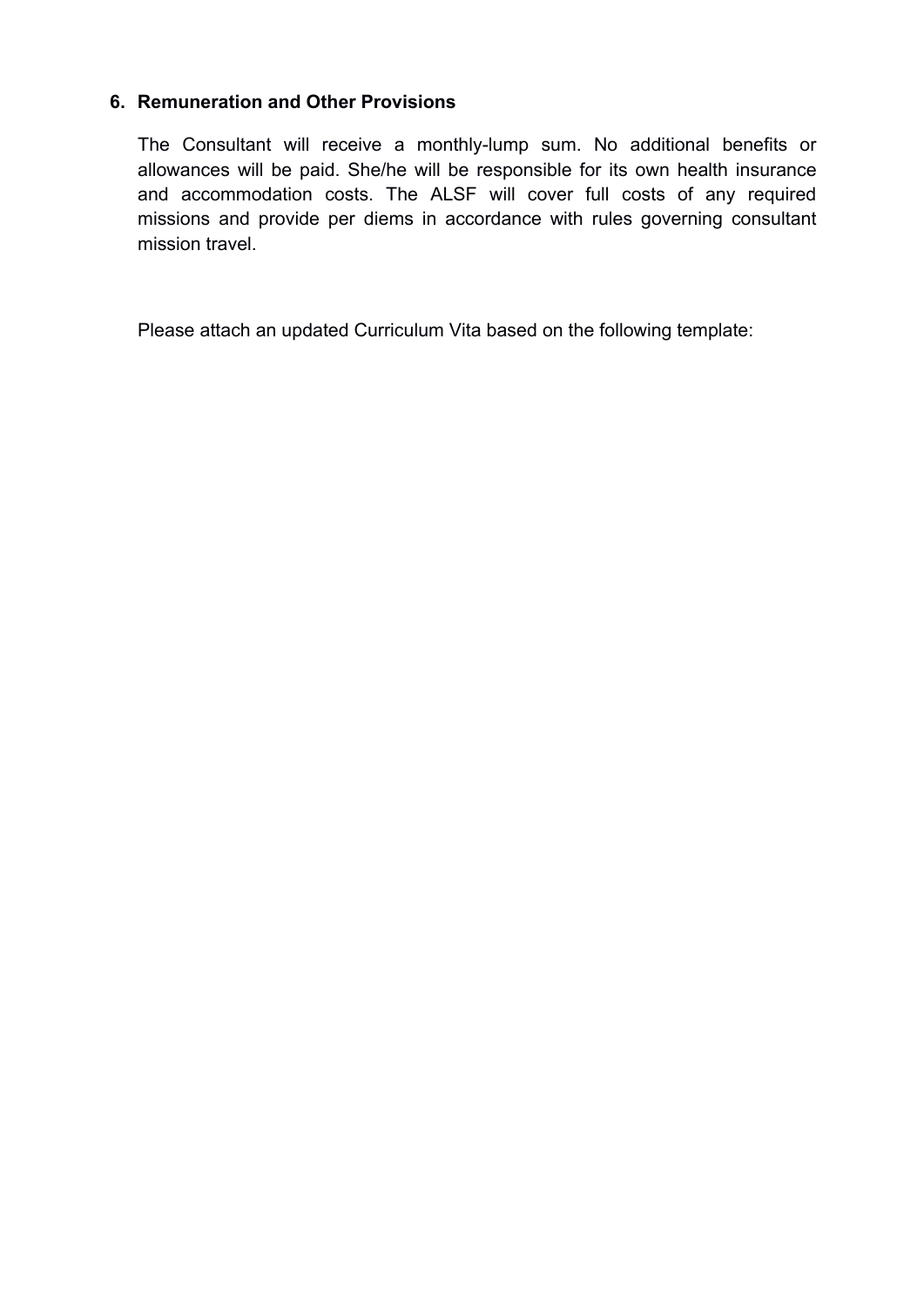## 6. Remuneration and Other Provisions

The Consultant will receive a monthly-lump sum. No additional benefits or allowances will be paid. She/he will be responsible for its own health insurance and accommodation costs. The ALSF will cover full costs of any required missions and provide per diems in accordance with rules governing consultant mission travel.

Please attach an updated Curriculum Vita based on the following template: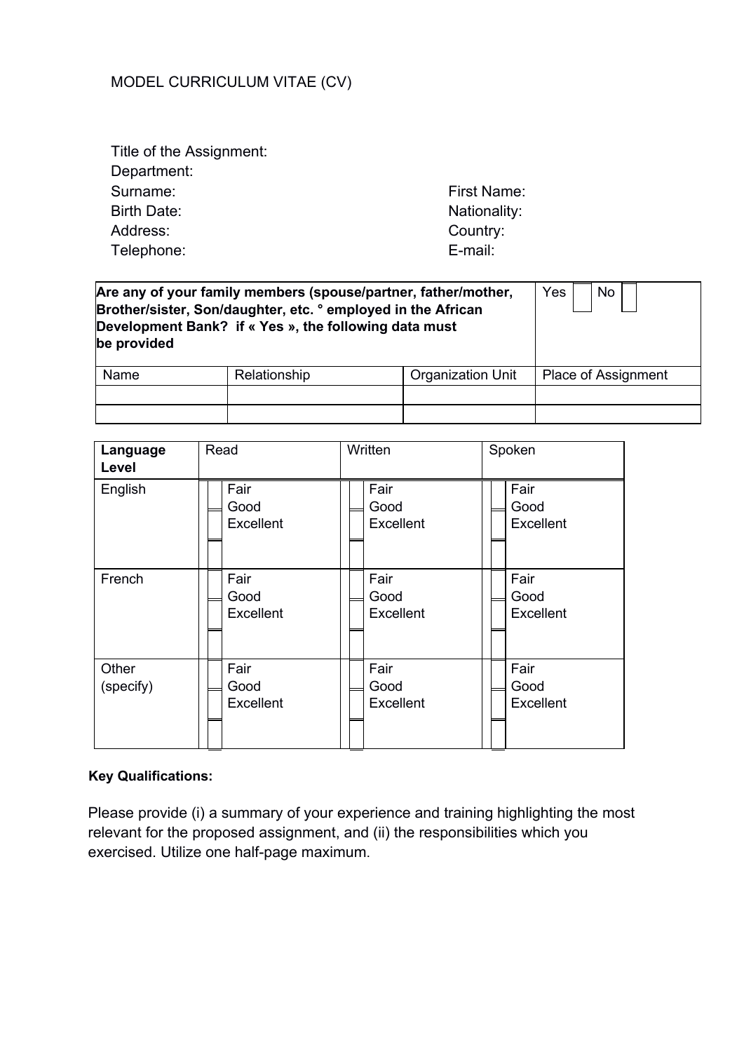MODEL CURRICULUM VITAE (CV)

Title of the Assignment:
Department:
Surname: First Name:
Birth Date: Nationality:
Address: Country:
Telephone: E-mail:

| **Are any of your family members (spouse/partner, father/mother, Brother/sister, Son/daughter, etc. ° employed in the African Development Bank? if « Yes », the following data must be provided** | | | Yes ☐ No ☐ |
|---|---|---|---|
| Name | Relationship | Organization Unit | Place of Assignment |
| | | | |
| | | | |

| **Language Level** | Read | Written | Spoken |
|---|---|---|---|
| English | ☐ Fair<br>☐ Good<br>☐ Excellent | ☐ Fair<br>☐ Good<br>☐ Excellent | ☐ Fair<br>☐ Good<br>☐ Excellent |
| French | ☐ Fair<br>☐ Good<br>☐ Excellent | ☐ Fair<br>☐ Good<br>☐ Excellent | ☐ Fair<br>☐ Good<br>☐ Excellent |
| Other (specify) | ☐ Fair<br>☐ Good<br>☐ Excellent | ☐ Fair<br>☐ Good<br>☐ Excellent | ☐ Fair<br>☐ Good<br>☐ Excellent |

**Key Qualifications:**

Please provide (i) a summary of your experience and training highlighting the most relevant for the proposed assignment, and (ii) the responsibilities which you exercised. Utilize one half-page maximum.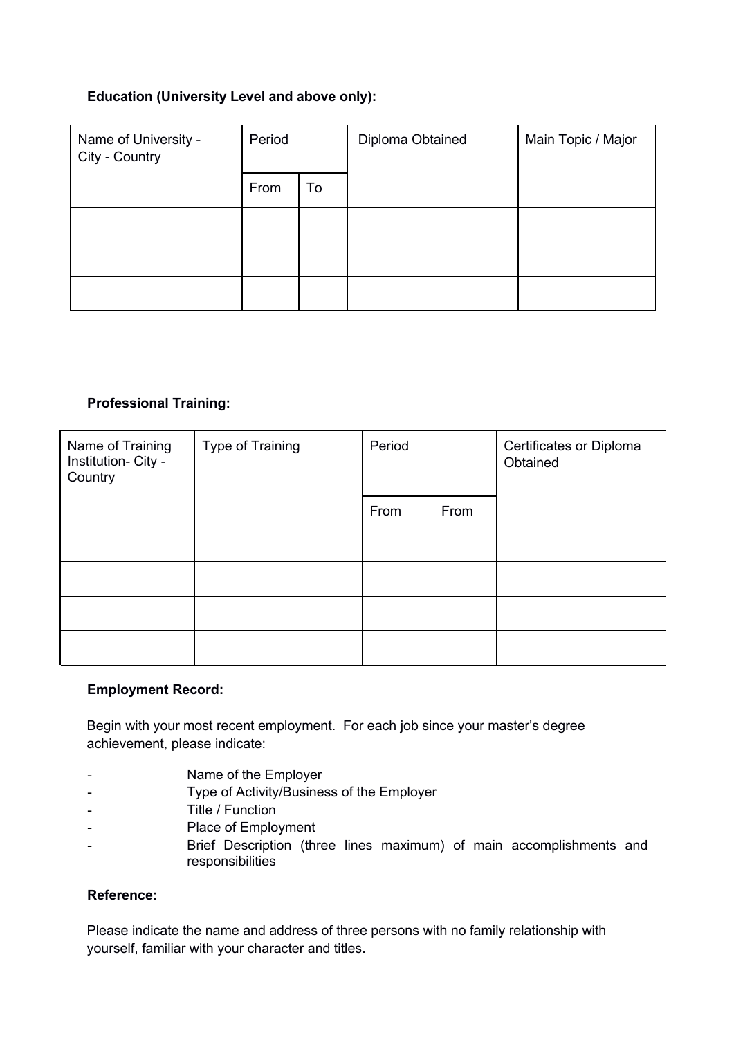**Education (University Level and above only):**

| Name of University - City - Country | Period | | Diploma Obtained | Main Topic / Major |
|---|---|---|---|---|
| | From | To | | |
| | | | | |
| | | | | |
| | | | | |

**Professional Training:**

| Name of Training Institution- City - Country | Type of Training | Period | | Certificates or Diploma Obtained |
|---|---|---|---|---|
| | | From | From | |
| | | | | |
| | | | | |
| | | | | |
| | | | | |

**Employment Record:**

Begin with your most recent employment. For each job since your master's degree achievement, please indicate:

- Name of the Employer
- Type of Activity/Business of the Employer
- Title / Function
- Place of Employment
- Brief Description (three lines maximum) of main accomplishments and responsibilities

**Reference:**

Please indicate the name and address of three persons with no family relationship with yourself, familiar with your character and titles.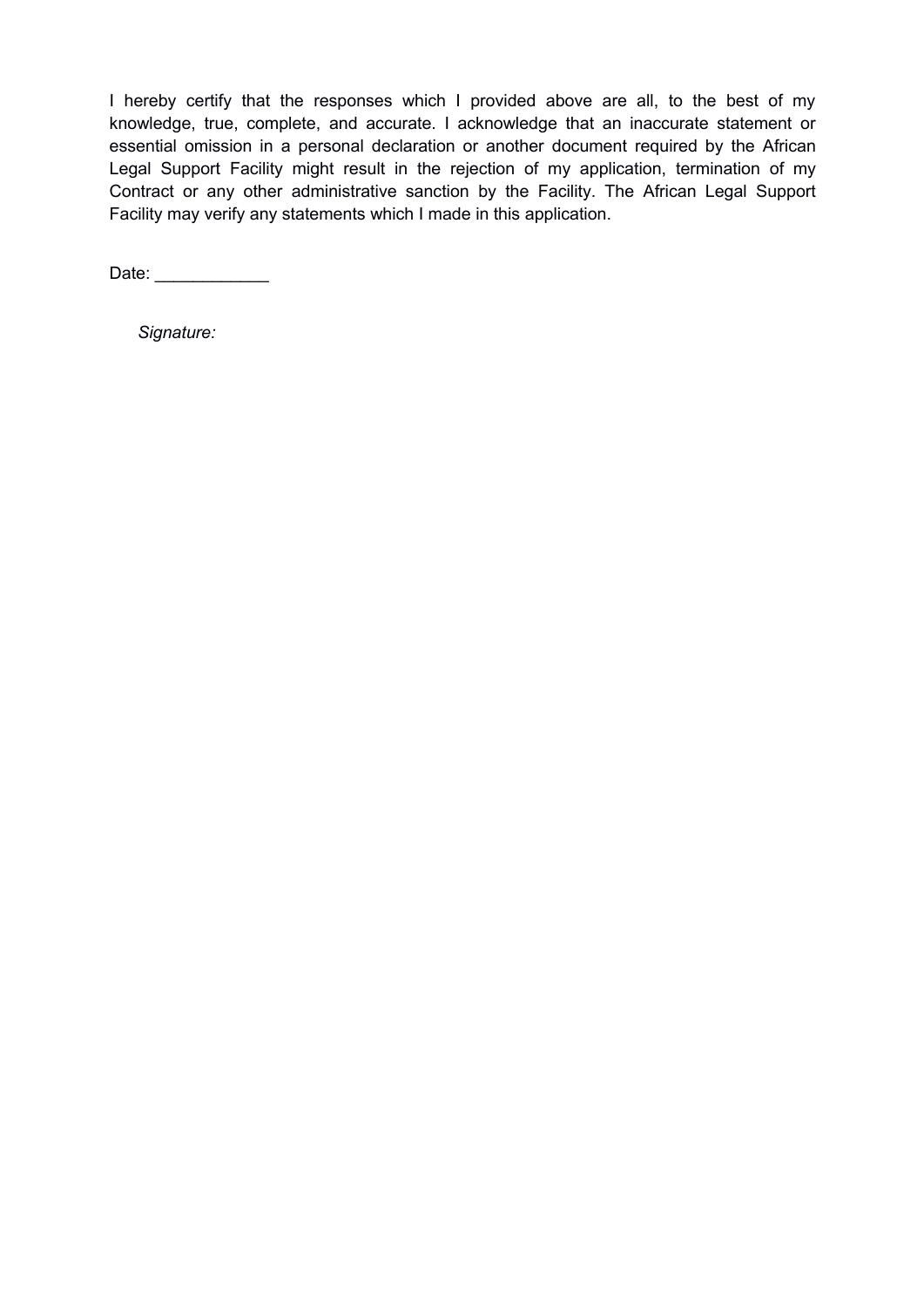I hereby certify that the responses which I provided above are all, to the best of my knowledge, true, complete, and accurate. I acknowledge that an inaccurate statement or essential omission in a personal declaration or another document required by the African Legal Support Facility might result in the rejection of my application, termination of my Contract or any other administrative sanction by the Facility. The African Legal Support Facility may verify any statements which I made in this application.

Date: ____________

*Signature:*